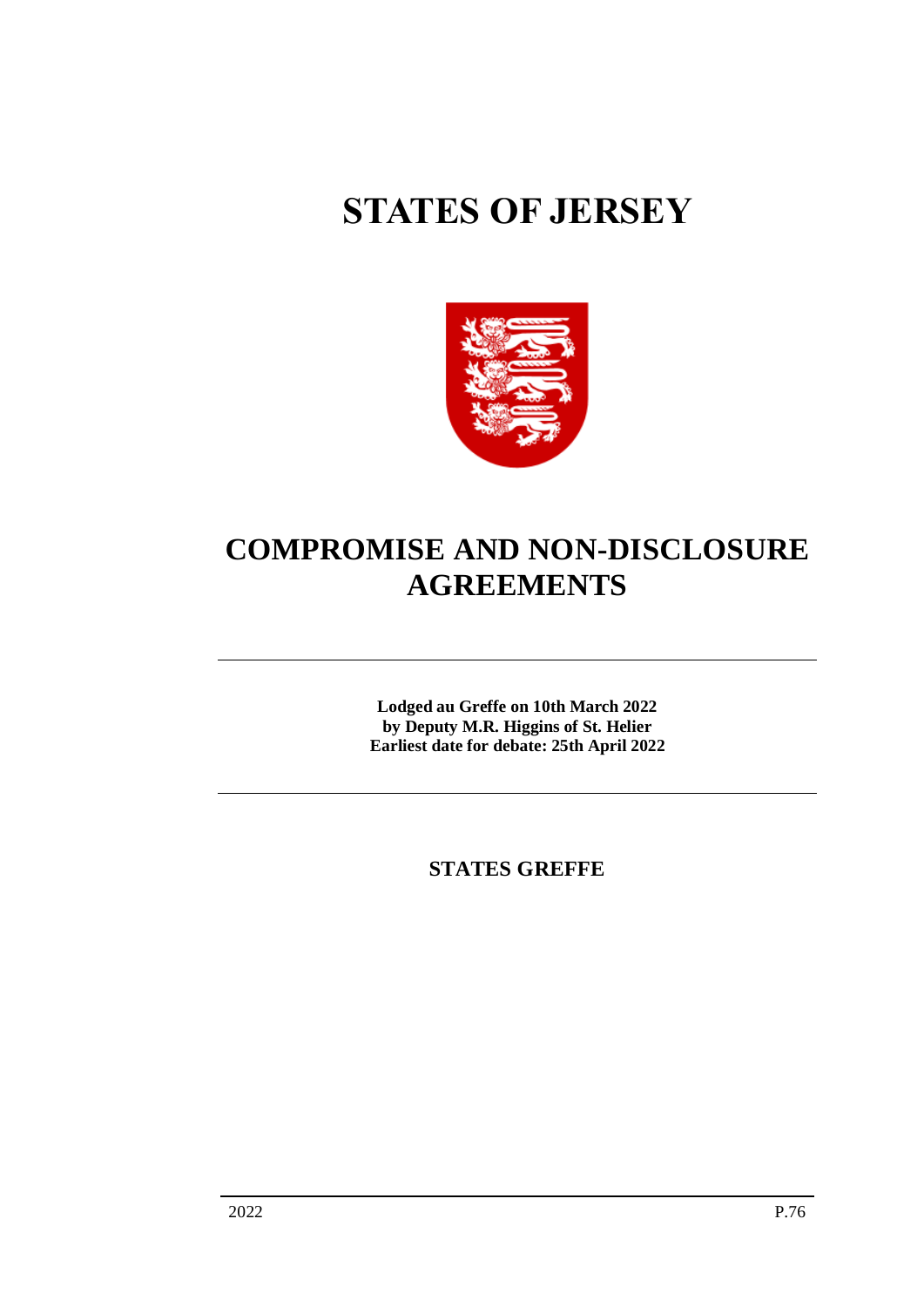# STATES OF JERSEY

## COMPROMISE AND NON-DISCLOSURE AGREEMENTS

---

**Lodged au Greffe on 10th March 2022**
**by Deputy M.R. Higgins of St. Helier**
**Earliest date for debate: 25th April 2022**

---

**STATES GREFFE**

2022 P.76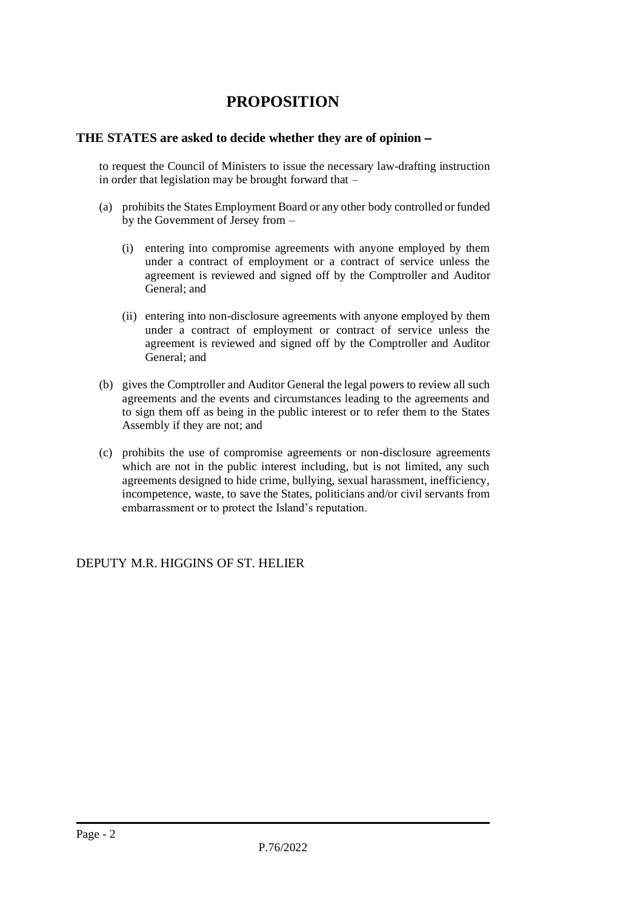# PROPOSITION

**THE STATES are asked to decide whether they are of opinion −**

to request the Council of Ministers to issue the necessary law-drafting instruction in order that legislation may be brought forward that –

(a) prohibits the States Employment Board or any other body controlled or funded by the Government of Jersey from –

   (i) entering into compromise agreements with anyone employed by them under a contract of employment or a contract of service unless the agreement is reviewed and signed off by the Comptroller and Auditor General; and

   (ii) entering into non-disclosure agreements with anyone employed by them under a contract of employment or contract of service unless the agreement is reviewed and signed off by the Comptroller and Auditor General; and

(b) gives the Comptroller and Auditor General the legal powers to review all such agreements and the events and circumstances leading to the agreements and to sign them off as being in the public interest or to refer them to the States Assembly if they are not; and

(c) prohibits the use of compromise agreements or non-disclosure agreements which are not in the public interest including, but is not limited, any such agreements designed to hide crime, bullying, sexual harassment, inefficiency, incompetence, waste, to save the States, politicians and/or civil servants from embarrassment or to protect the Island's reputation.

DEPUTY M.R. HIGGINS OF ST. HELIER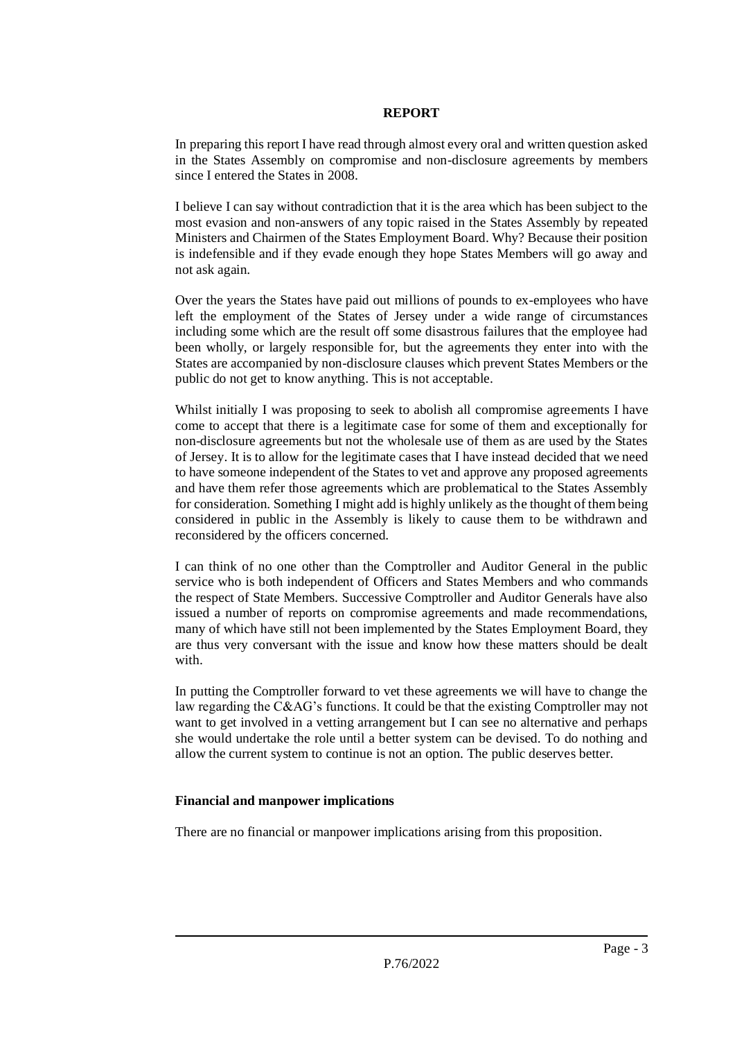**REPORT**

In preparing this report I have read through almost every oral and written question asked in the States Assembly on compromise and non-disclosure agreements by members since I entered the States in 2008.

I believe I can say without contradiction that it is the area which has been subject to the most evasion and non-answers of any topic raised in the States Assembly by repeated Ministers and Chairmen of the States Employment Board. Why? Because their position is indefensible and if they evade enough they hope States Members will go away and not ask again.

Over the years the States have paid out millions of pounds to ex-employees who have left the employment of the States of Jersey under a wide range of circumstances including some which are the result off some disastrous failures that the employee had been wholly, or largely responsible for, but the agreements they enter into with the States are accompanied by non-disclosure clauses which prevent States Members or the public do not get to know anything. This is not acceptable.

Whilst initially I was proposing to seek to abolish all compromise agreements I have come to accept that there is a legitimate case for some of them and exceptionally for non-disclosure agreements but not the wholesale use of them as are used by the States of Jersey. It is to allow for the legitimate cases that I have instead decided that we need to have someone independent of the States to vet and approve any proposed agreements and have them refer those agreements which are problematical to the States Assembly for consideration. Something I might add is highly unlikely as the thought of them being considered in public in the Assembly is likely to cause them to be withdrawn and reconsidered by the officers concerned.

I can think of no one other than the Comptroller and Auditor General in the public service who is both independent of Officers and States Members and who commands the respect of State Members. Successive Comptroller and Auditor Generals have also issued a number of reports on compromise agreements and made recommendations, many of which have still not been implemented by the States Employment Board, they are thus very conversant with the issue and know how these matters should be dealt with.

In putting the Comptroller forward to vet these agreements we will have to change the law regarding the C&AG's functions. It could be that the existing Comptroller may not want to get involved in a vetting arrangement but I can see no alternative and perhaps she would undertake the role until a better system can be devised. To do nothing and allow the current system to continue is not an option. The public deserves better.

**Financial and manpower implications**

There are no financial or manpower implications arising from this proposition.